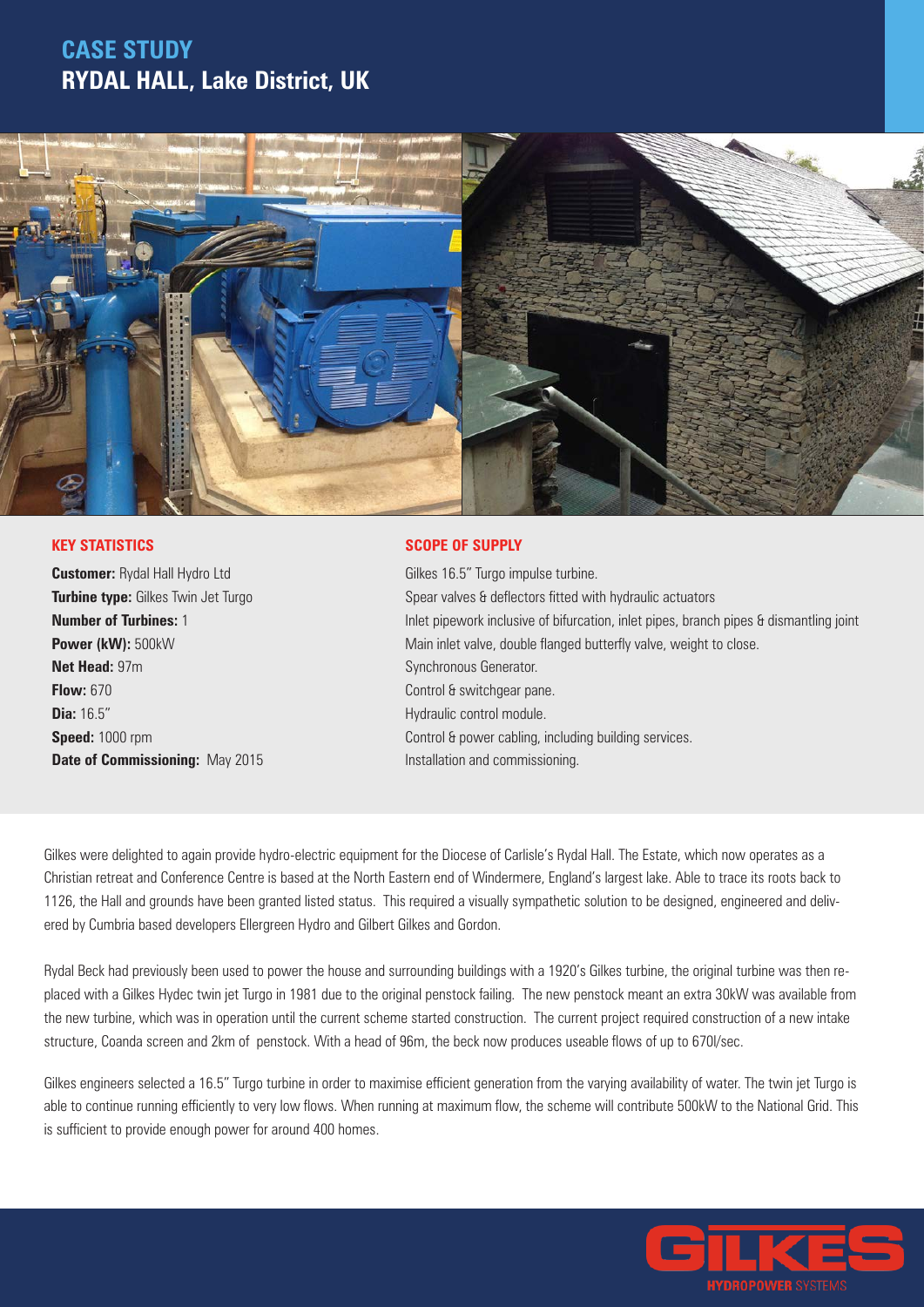# CASE STUDY
## RYDAL HALL, Lake District, UK

### KEY STATISTICS

**Customer:** Rydal Hall Hydro Ltd
**Turbine type:** Gilkes Twin Jet Turgo
**Number of Turbines:** 1
**Power (kW):** 500kW
**Net Head:** 97m
**Flow:** 670
**Dia:** 16.5"
**Speed:** 1000 rpm
**Date of Commissioning:** May 2015

### SCOPE OF SUPPLY

Gilkes 16.5" Turgo impulse turbine.
Spear valves & deflectors fitted with hydraulic actuators
Inlet pipework inclusive of bifurcation, inlet pipes, branch pipes & dismantling joint
Main inlet valve, double flanged butterfly valve, weight to close.
Synchronous Generator.
Control & switchgear pane.
Hydraulic control module.
Control & power cabling, including building services.
Installation and commissioning.

Gilkes were delighted to again provide hydro-electric equipment for the Diocese of Carlisle's Rydal Hall. The Estate, which now operates as a Christian retreat and Conference Centre is based at the North Eastern end of Windermere, England's largest lake. Able to trace its roots back to 1126, the Hall and grounds have been granted listed status. This required a visually sympathetic solution to be designed, engineered and delivered by Cumbria based developers Ellergreen Hydro and Gilbert Gilkes and Gordon.

Rydal Beck had previously been used to power the house and surrounding buildings with a 1920's Gilkes turbine, the original turbine was then replaced with a Gilkes Hydec twin jet Turgo in 1981 due to the original penstock failing. The new penstock meant an extra 30kW was available from the new turbine, which was in operation until the current scheme started construction. The current project required construction of a new intake structure, Coanda screen and 2km of penstock. With a head of 96m, the beck now produces useable flows of up to 670l/sec.

Gilkes engineers selected a 16.5" Turgo turbine in order to maximise efficient generation from the varying availability of water. The twin jet Turgo is able to continue running efficiently to very low flows. When running at maximum flow, the scheme will contribute 500kW to the National Grid. This is sufficient to provide enough power for around 400 homes.

GILKES HYDROPOWER SYSTEMS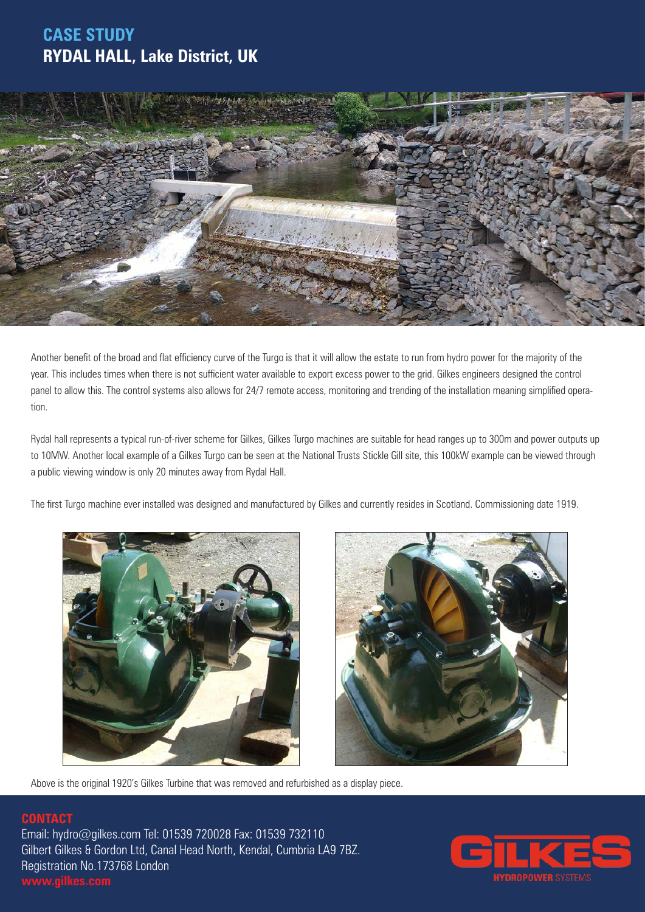# CASE STUDY
## RYDAL HALL, Lake District, UK

Another benefit of the broad and flat efficiency curve of the Turgo is that it will allow the estate to run from hydro power for the majority of the year. This includes times when there is not sufficient water available to export excess power to the grid. Gilkes engineers designed the control panel to allow this. The control systems also allows for 24/7 remote access, monitoring and trending of the installation meaning simplified operation.

Rydal hall represents a typical run-of-river scheme for Gilkes, Gilkes Turgo machines are suitable for head ranges up to 300m and power outputs up to 10MW. Another local example of a Gilkes Turgo can be seen at the National Trusts Stickle Gill site, this 100kW example can be viewed through a public viewing window is only 20 minutes away from Rydal Hall.

The first Turgo machine ever installed was designed and manufactured by Gilkes and currently resides in Scotland. Commissioning date 1919.

Above is the original 1920's Gilkes Turbine that was removed and refurbished as a display piece.

**CONTACT**

Email: hydro@gilkes.com Tel: 01539 720028 Fax: 01539 732110
Gilbert Gilkes & Gordon Ltd, Canal Head North, Kendal, Cumbria LA9 7BZ.
Registration No.173768 London
**www.gilkes.com**

GILKES HYDROPOWER SYSTEMS